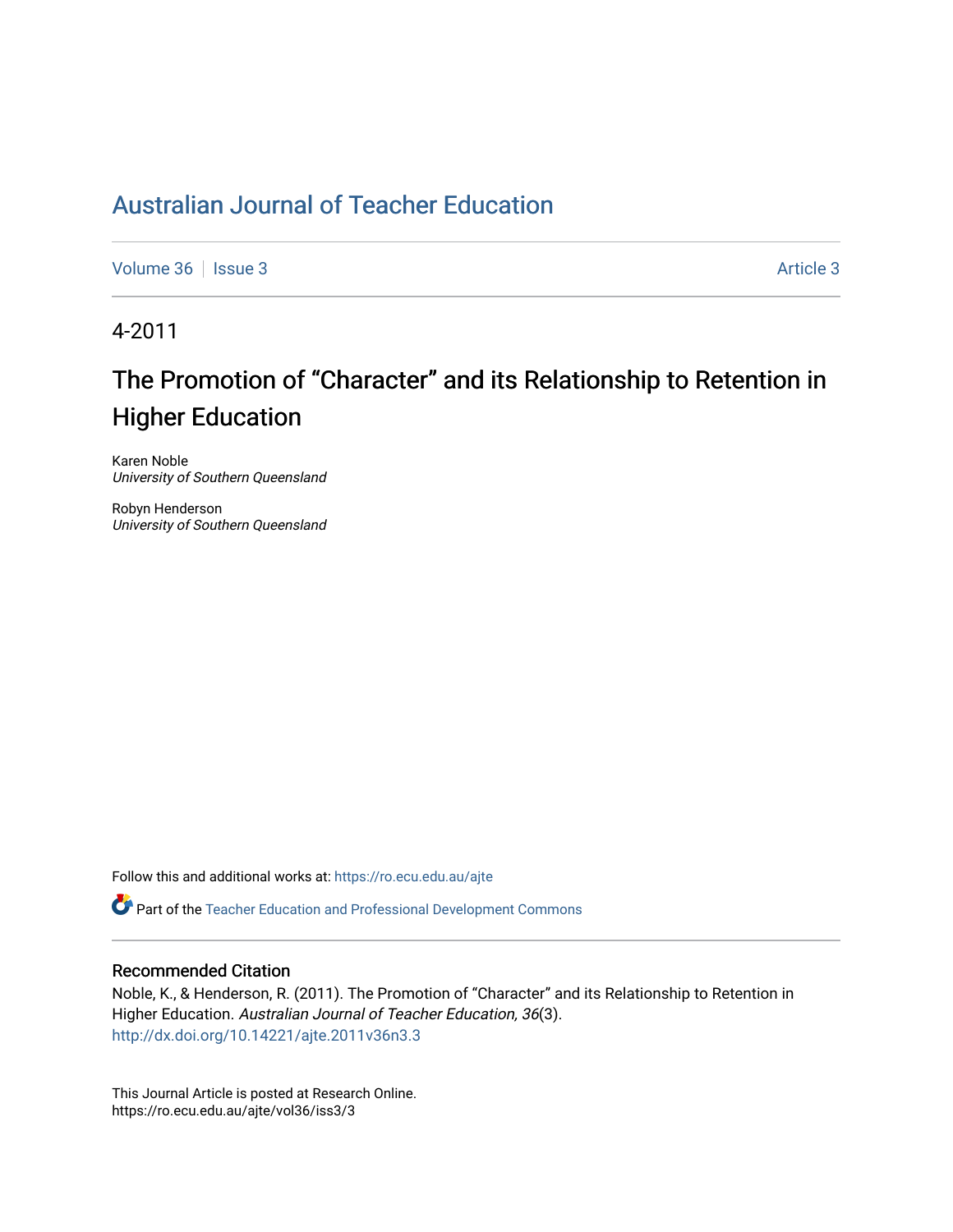# Australian Journal of Teacher Education

Volume 36 | Issue 3 | Article 3

4-2011

## The Promotion of "Character" and its Relationship to Retention in Higher Education

Karen Noble
*University of Southern Queensland*

Robyn Henderson
*University of Southern Queensland*

Follow this and additional works at: https://ro.ecu.edu.au/ajte

Part of the Teacher Education and Professional Development Commons

### Recommended Citation

Noble, K., & Henderson, R. (2011). The Promotion of "Character" and its Relationship to Retention in Higher Education. *Australian Journal of Teacher Education, 36*(3).
http://dx.doi.org/10.14221/ajte.2011v36n3.3

This Journal Article is posted at Research Online.
https://ro.ecu.edu.au/ajte/vol36/iss3/3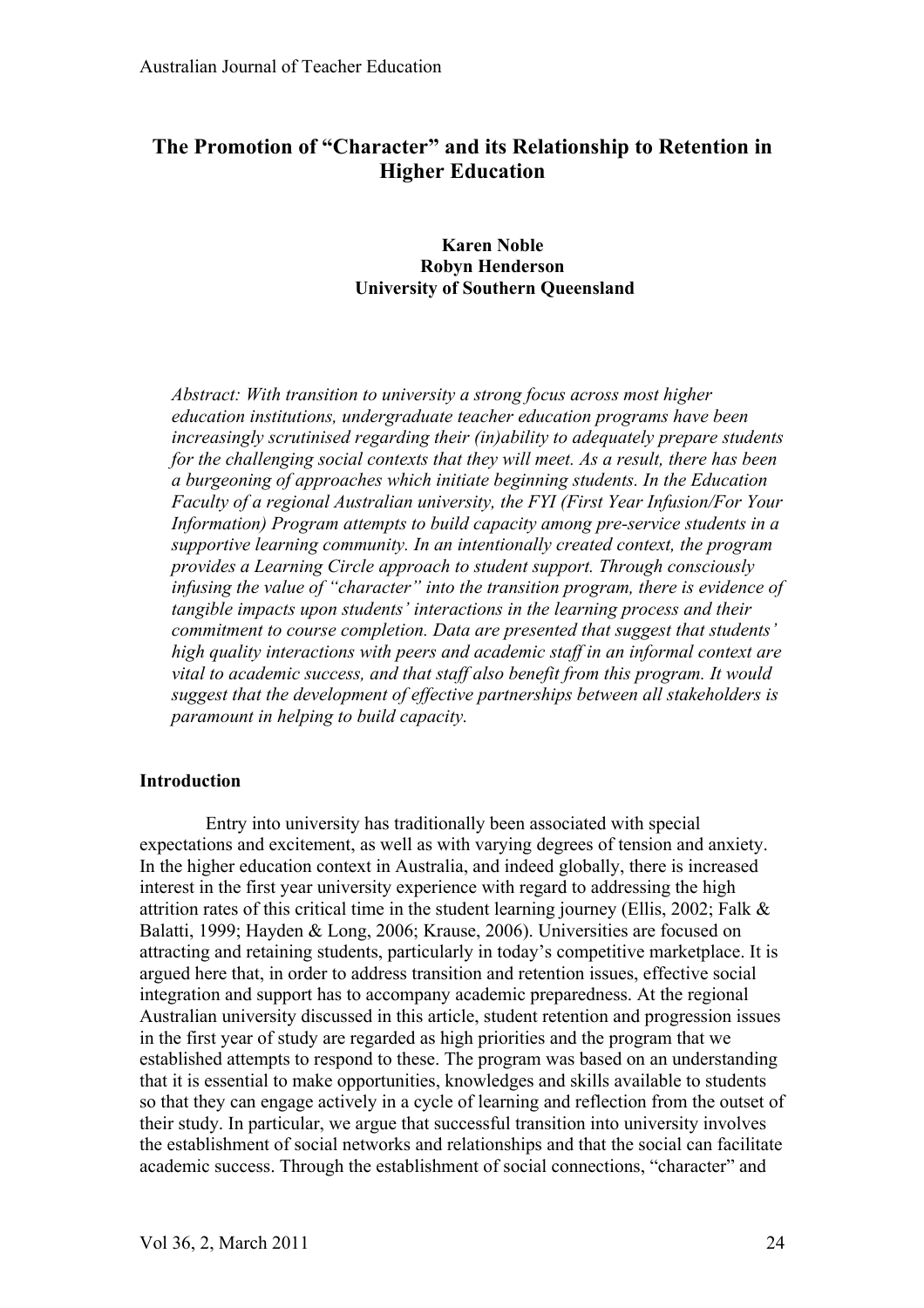# The Promotion of "Character" and its Relationship to Retention in Higher Education

**Karen Noble**
**Robyn Henderson**
**University of Southern Queensland**

*Abstract: With transition to university a strong focus across most higher education institutions, undergraduate teacher education programs have been increasingly scrutinised regarding their (in)ability to adequately prepare students for the challenging social contexts that they will meet. As a result, there has been a burgeoning of approaches which initiate beginning students. In the Education Faculty of a regional Australian university, the FYI (First Year Infusion/For Your Information) Program attempts to build capacity among pre-service students in a supportive learning community. In an intentionally created context, the program provides a Learning Circle approach to student support. Through consciously infusing the value of "character" into the transition program, there is evidence of tangible impacts upon students' interactions in the learning process and their commitment to course completion. Data are presented that suggest that students' high quality interactions with peers and academic staff in an informal context are vital to academic success, and that staff also benefit from this program. It would suggest that the development of effective partnerships between all stakeholders is paramount in helping to build capacity.*

## Introduction

Entry into university has traditionally been associated with special expectations and excitement, as well as with varying degrees of tension and anxiety. In the higher education context in Australia, and indeed globally, there is increased interest in the first year university experience with regard to addressing the high attrition rates of this critical time in the student learning journey (Ellis, 2002; Falk & Balatti, 1999; Hayden & Long, 2006; Krause, 2006). Universities are focused on attracting and retaining students, particularly in today's competitive marketplace. It is argued here that, in order to address transition and retention issues, effective social integration and support has to accompany academic preparedness. At the regional Australian university discussed in this article, student retention and progression issues in the first year of study are regarded as high priorities and the program that we established attempts to respond to these. The program was based on an understanding that it is essential to make opportunities, knowledges and skills available to students so that they can engage actively in a cycle of learning and reflection from the outset of their study. In particular, we argue that successful transition into university involves the establishment of social networks and relationships and that the social can facilitate academic success. Through the establishment of social connections, "character" and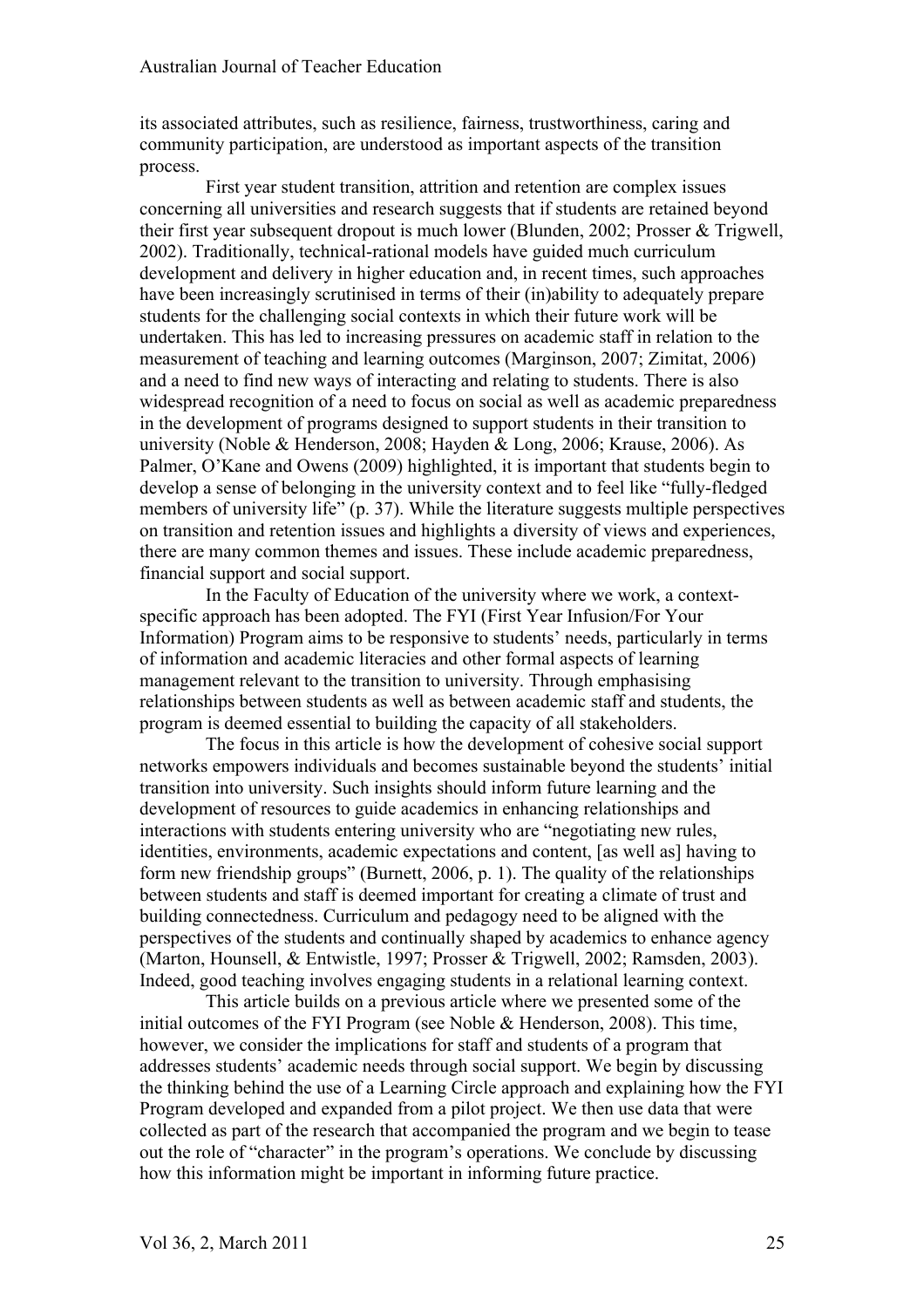its associated attributes, such as resilience, fairness, trustworthiness, caring and community participation, are understood as important aspects of the transition process.

First year student transition, attrition and retention are complex issues concerning all universities and research suggests that if students are retained beyond their first year subsequent dropout is much lower (Blunden, 2002; Prosser & Trigwell, 2002). Traditionally, technical-rational models have guided much curriculum development and delivery in higher education and, in recent times, such approaches have been increasingly scrutinised in terms of their (in)ability to adequately prepare students for the challenging social contexts in which their future work will be undertaken. This has led to increasing pressures on academic staff in relation to the measurement of teaching and learning outcomes (Marginson, 2007; Zimitat, 2006) and a need to find new ways of interacting and relating to students. There is also widespread recognition of a need to focus on social as well as academic preparedness in the development of programs designed to support students in their transition to university (Noble & Henderson, 2008; Hayden & Long, 2006; Krause, 2006). As Palmer, O'Kane and Owens (2009) highlighted, it is important that students begin to develop a sense of belonging in the university context and to feel like "fully-fledged members of university life" (p. 37). While the literature suggests multiple perspectives on transition and retention issues and highlights a diversity of views and experiences, there are many common themes and issues. These include academic preparedness, financial support and social support.

In the Faculty of Education of the university where we work, a context-specific approach has been adopted. The FYI (First Year Infusion/For Your Information) Program aims to be responsive to students' needs, particularly in terms of information and academic literacies and other formal aspects of learning management relevant to the transition to university. Through emphasising relationships between students as well as between academic staff and students, the program is deemed essential to building the capacity of all stakeholders.

The focus in this article is how the development of cohesive social support networks empowers individuals and becomes sustainable beyond the students' initial transition into university. Such insights should inform future learning and the development of resources to guide academics in enhancing relationships and interactions with students entering university who are "negotiating new rules, identities, environments, academic expectations and content, [as well as] having to form new friendship groups" (Burnett, 2006, p. 1). The quality of the relationships between students and staff is deemed important for creating a climate of trust and building connectedness. Curriculum and pedagogy need to be aligned with the perspectives of the students and continually shaped by academics to enhance agency (Marton, Hounsell, & Entwistle, 1997; Prosser & Trigwell, 2002; Ramsden, 2003). Indeed, good teaching involves engaging students in a relational learning context.

This article builds on a previous article where we presented some of the initial outcomes of the FYI Program (see Noble & Henderson, 2008). This time, however, we consider the implications for staff and students of a program that addresses students' academic needs through social support. We begin by discussing the thinking behind the use of a Learning Circle approach and explaining how the FYI Program developed and expanded from a pilot project. We then use data that were collected as part of the research that accompanied the program and we begin to tease out the role of "character" in the program's operations. We conclude by discussing how this information might be important in informing future practice.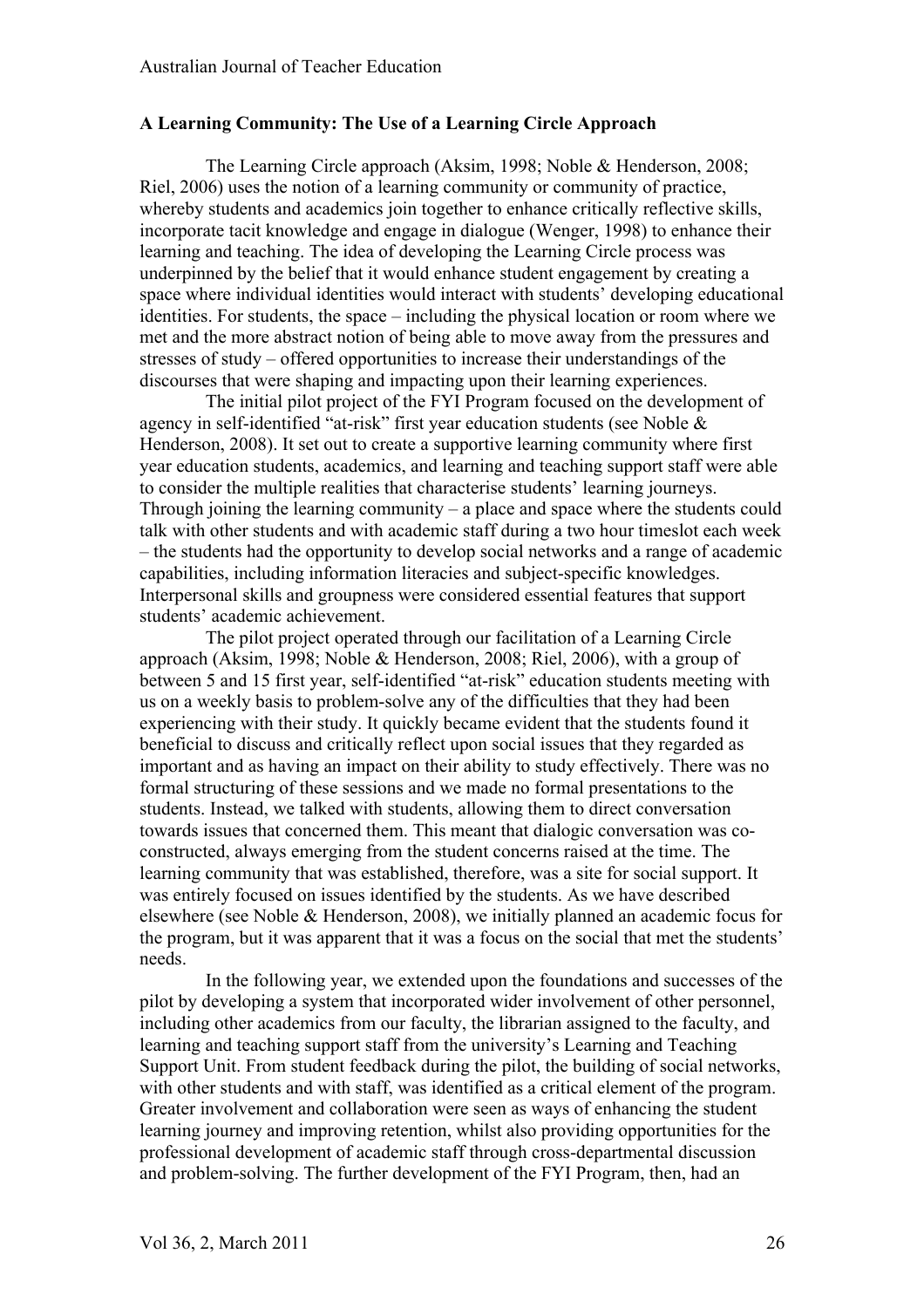**A Learning Community: The Use of a Learning Circle Approach**

The Learning Circle approach (Aksim, 1998; Noble & Henderson, 2008; Riel, 2006) uses the notion of a learning community or community of practice, whereby students and academics join together to enhance critically reflective skills, incorporate tacit knowledge and engage in dialogue (Wenger, 1998) to enhance their learning and teaching. The idea of developing the Learning Circle process was underpinned by the belief that it would enhance student engagement by creating a space where individual identities would interact with students' developing educational identities. For students, the space – including the physical location or room where we met and the more abstract notion of being able to move away from the pressures and stresses of study – offered opportunities to increase their understandings of the discourses that were shaping and impacting upon their learning experiences.

The initial pilot project of the FYI Program focused on the development of agency in self-identified "at-risk" first year education students (see Noble & Henderson, 2008). It set out to create a supportive learning community where first year education students, academics, and learning and teaching support staff were able to consider the multiple realities that characterise students' learning journeys. Through joining the learning community – a place and space where the students could talk with other students and with academic staff during a two hour timeslot each week – the students had the opportunity to develop social networks and a range of academic capabilities, including information literacies and subject-specific knowledges. Interpersonal skills and groupness were considered essential features that support students' academic achievement.

The pilot project operated through our facilitation of a Learning Circle approach (Aksim, 1998; Noble & Henderson, 2008; Riel, 2006), with a group of between 5 and 15 first year, self-identified "at-risk" education students meeting with us on a weekly basis to problem-solve any of the difficulties that they had been experiencing with their study. It quickly became evident that the students found it beneficial to discuss and critically reflect upon social issues that they regarded as important and as having an impact on their ability to study effectively. There was no formal structuring of these sessions and we made no formal presentations to the students. Instead, we talked with students, allowing them to direct conversation towards issues that concerned them. This meant that dialogic conversation was co-constructed, always emerging from the student concerns raised at the time. The learning community that was established, therefore, was a site for social support. It was entirely focused on issues identified by the students. As we have described elsewhere (see Noble & Henderson, 2008), we initially planned an academic focus for the program, but it was apparent that it was a focus on the social that met the students' needs.

In the following year, we extended upon the foundations and successes of the pilot by developing a system that incorporated wider involvement of other personnel, including other academics from our faculty, the librarian assigned to the faculty, and learning and teaching support staff from the university's Learning and Teaching Support Unit. From student feedback during the pilot, the building of social networks, with other students and with staff, was identified as a critical element of the program. Greater involvement and collaboration were seen as ways of enhancing the student learning journey and improving retention, whilst also providing opportunities for the professional development of academic staff through cross-departmental discussion and problem-solving. The further development of the FYI Program, then, had an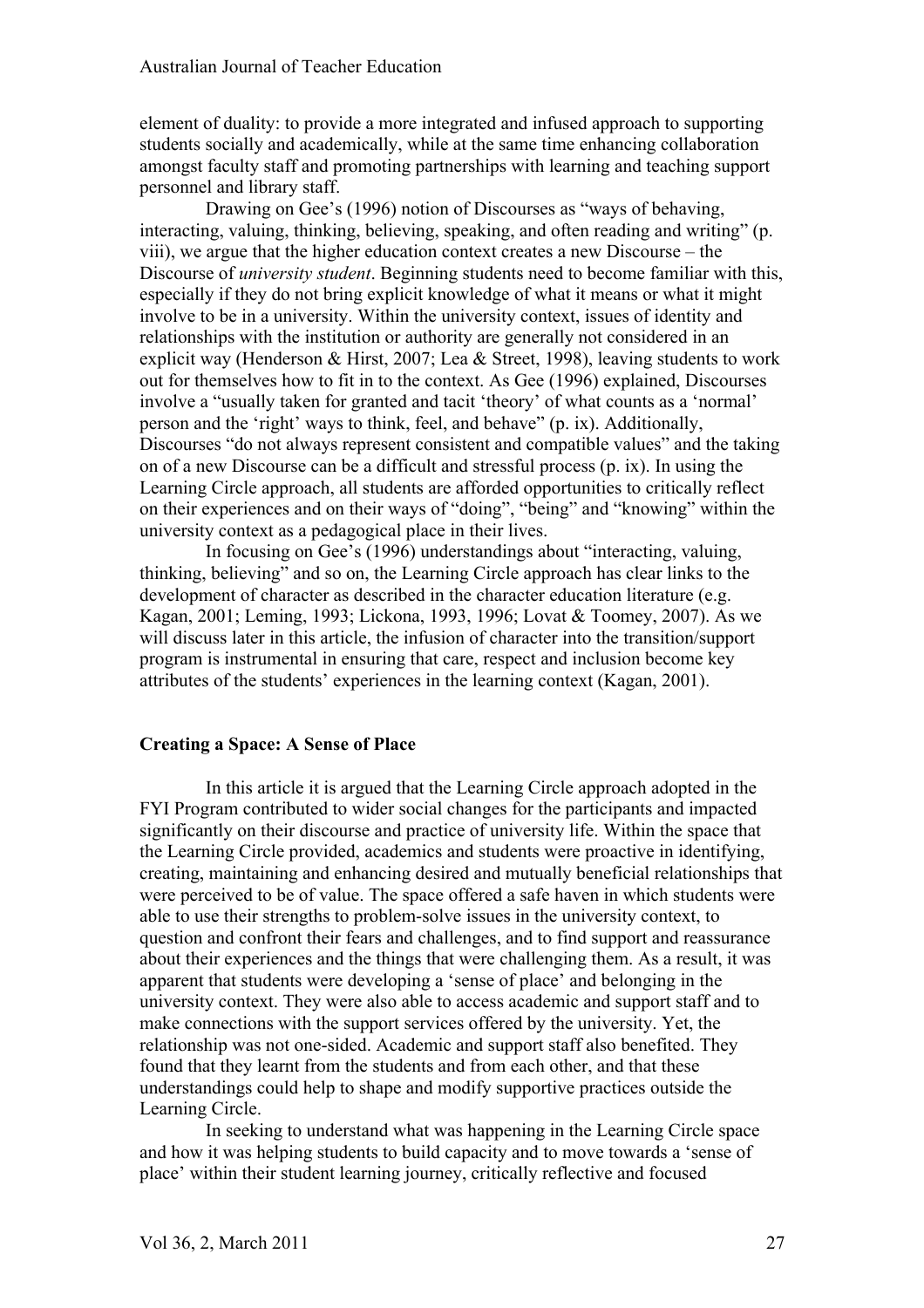element of duality: to provide a more integrated and infused approach to supporting students socially and academically, while at the same time enhancing collaboration amongst faculty staff and promoting partnerships with learning and teaching support personnel and library staff.

Drawing on Gee's (1996) notion of Discourses as "ways of behaving, interacting, valuing, thinking, believing, speaking, and often reading and writing" (p. viii), we argue that the higher education context creates a new Discourse – the Discourse of *university student*. Beginning students need to become familiar with this, especially if they do not bring explicit knowledge of what it means or what it might involve to be in a university. Within the university context, issues of identity and relationships with the institution or authority are generally not considered in an explicit way (Henderson & Hirst, 2007; Lea & Street, 1998), leaving students to work out for themselves how to fit in to the context. As Gee (1996) explained, Discourses involve a "usually taken for granted and tacit 'theory' of what counts as a 'normal' person and the 'right' ways to think, feel, and behave" (p. ix). Additionally, Discourses "do not always represent consistent and compatible values" and the taking on of a new Discourse can be a difficult and stressful process (p. ix). In using the Learning Circle approach, all students are afforded opportunities to critically reflect on their experiences and on their ways of "doing", "being" and "knowing" within the university context as a pedagogical place in their lives.

In focusing on Gee's (1996) understandings about "interacting, valuing, thinking, believing" and so on, the Learning Circle approach has clear links to the development of character as described in the character education literature (e.g. Kagan, 2001; Leming, 1993; Lickona, 1993, 1996; Lovat & Toomey, 2007). As we will discuss later in this article, the infusion of character into the transition/support program is instrumental in ensuring that care, respect and inclusion become key attributes of the students' experiences in the learning context (Kagan, 2001).

## Creating a Space: A Sense of Place

In this article it is argued that the Learning Circle approach adopted in the FYI Program contributed to wider social changes for the participants and impacted significantly on their discourse and practice of university life. Within the space that the Learning Circle provided, academics and students were proactive in identifying, creating, maintaining and enhancing desired and mutually beneficial relationships that were perceived to be of value. The space offered a safe haven in which students were able to use their strengths to problem-solve issues in the university context, to question and confront their fears and challenges, and to find support and reassurance about their experiences and the things that were challenging them. As a result, it was apparent that students were developing a 'sense of place' and belonging in the university context. They were also able to access academic and support staff and to make connections with the support services offered by the university. Yet, the relationship was not one-sided. Academic and support staff also benefited. They found that they learnt from the students and from each other, and that these understandings could help to shape and modify supportive practices outside the Learning Circle.

In seeking to understand what was happening in the Learning Circle space and how it was helping students to build capacity and to move towards a 'sense of place' within their student learning journey, critically reflective and focused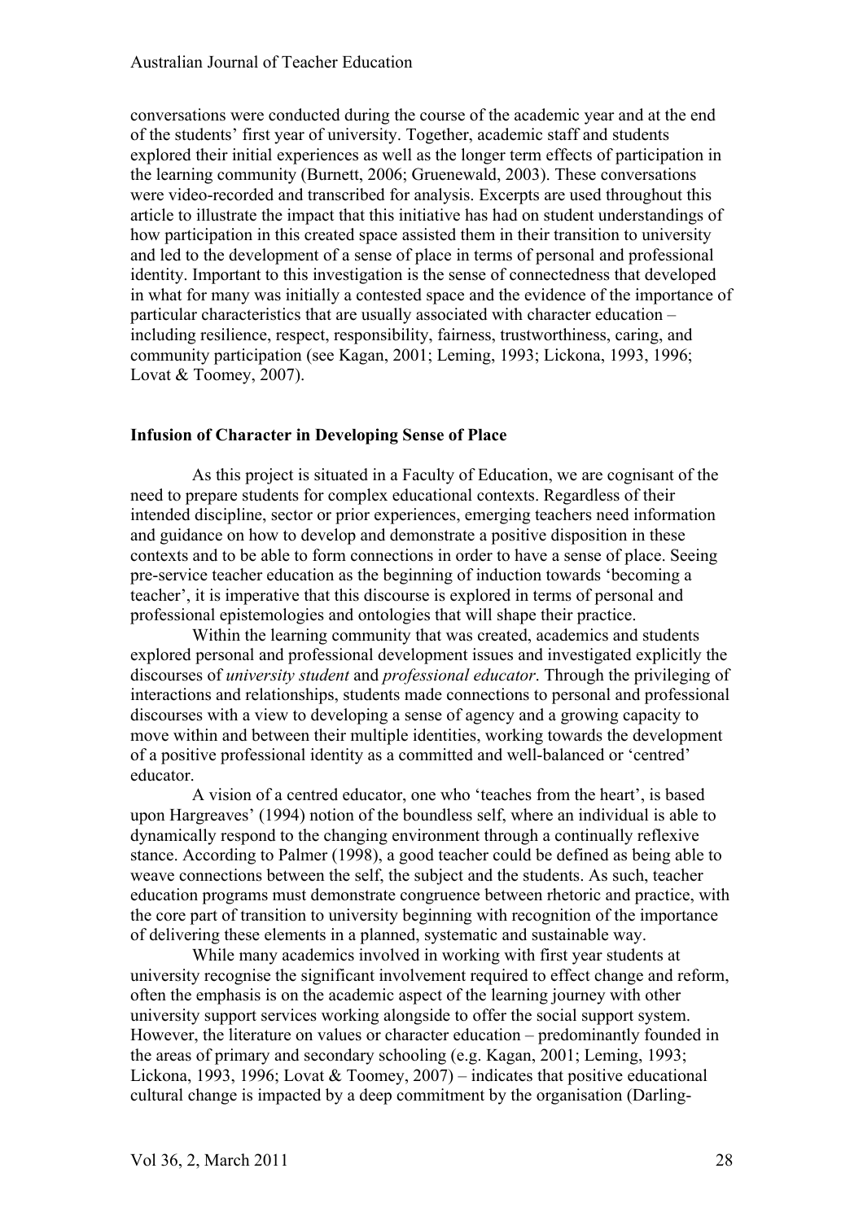conversations were conducted during the course of the academic year and at the end of the students' first year of university. Together, academic staff and students explored their initial experiences as well as the longer term effects of participation in the learning community (Burnett, 2006; Gruenewald, 2003). These conversations were video-recorded and transcribed for analysis. Excerpts are used throughout this article to illustrate the impact that this initiative has had on student understandings of how participation in this created space assisted them in their transition to university and led to the development of a sense of place in terms of personal and professional identity. Important to this investigation is the sense of connectedness that developed in what for many was initially a contested space and the evidence of the importance of particular characteristics that are usually associated with character education – including resilience, respect, responsibility, fairness, trustworthiness, caring, and community participation (see Kagan, 2001; Leming, 1993; Lickona, 1993, 1996; Lovat & Toomey, 2007).

## Infusion of Character in Developing Sense of Place

As this project is situated in a Faculty of Education, we are cognisant of the need to prepare students for complex educational contexts. Regardless of their intended discipline, sector or prior experiences, emerging teachers need information and guidance on how to develop and demonstrate a positive disposition in these contexts and to be able to form connections in order to have a sense of place. Seeing pre-service teacher education as the beginning of induction towards 'becoming a teacher', it is imperative that this discourse is explored in terms of personal and professional epistemologies and ontologies that will shape their practice.

Within the learning community that was created, academics and students explored personal and professional development issues and investigated explicitly the discourses of *university student* and *professional educator*. Through the privileging of interactions and relationships, students made connections to personal and professional discourses with a view to developing a sense of agency and a growing capacity to move within and between their multiple identities, working towards the development of a positive professional identity as a committed and well-balanced or 'centred' educator.

A vision of a centred educator, one who 'teaches from the heart', is based upon Hargreaves' (1994) notion of the boundless self, where an individual is able to dynamically respond to the changing environment through a continually reflexive stance. According to Palmer (1998), a good teacher could be defined as being able to weave connections between the self, the subject and the students. As such, teacher education programs must demonstrate congruence between rhetoric and practice, with the core part of transition to university beginning with recognition of the importance of delivering these elements in a planned, systematic and sustainable way.

While many academics involved in working with first year students at university recognise the significant involvement required to effect change and reform, often the emphasis is on the academic aspect of the learning journey with other university support services working alongside to offer the social support system. However, the literature on values or character education – predominantly founded in the areas of primary and secondary schooling (e.g. Kagan, 2001; Leming, 1993; Lickona, 1993, 1996; Lovat & Toomey, 2007) – indicates that positive educational cultural change is impacted by a deep commitment by the organisation (Darling-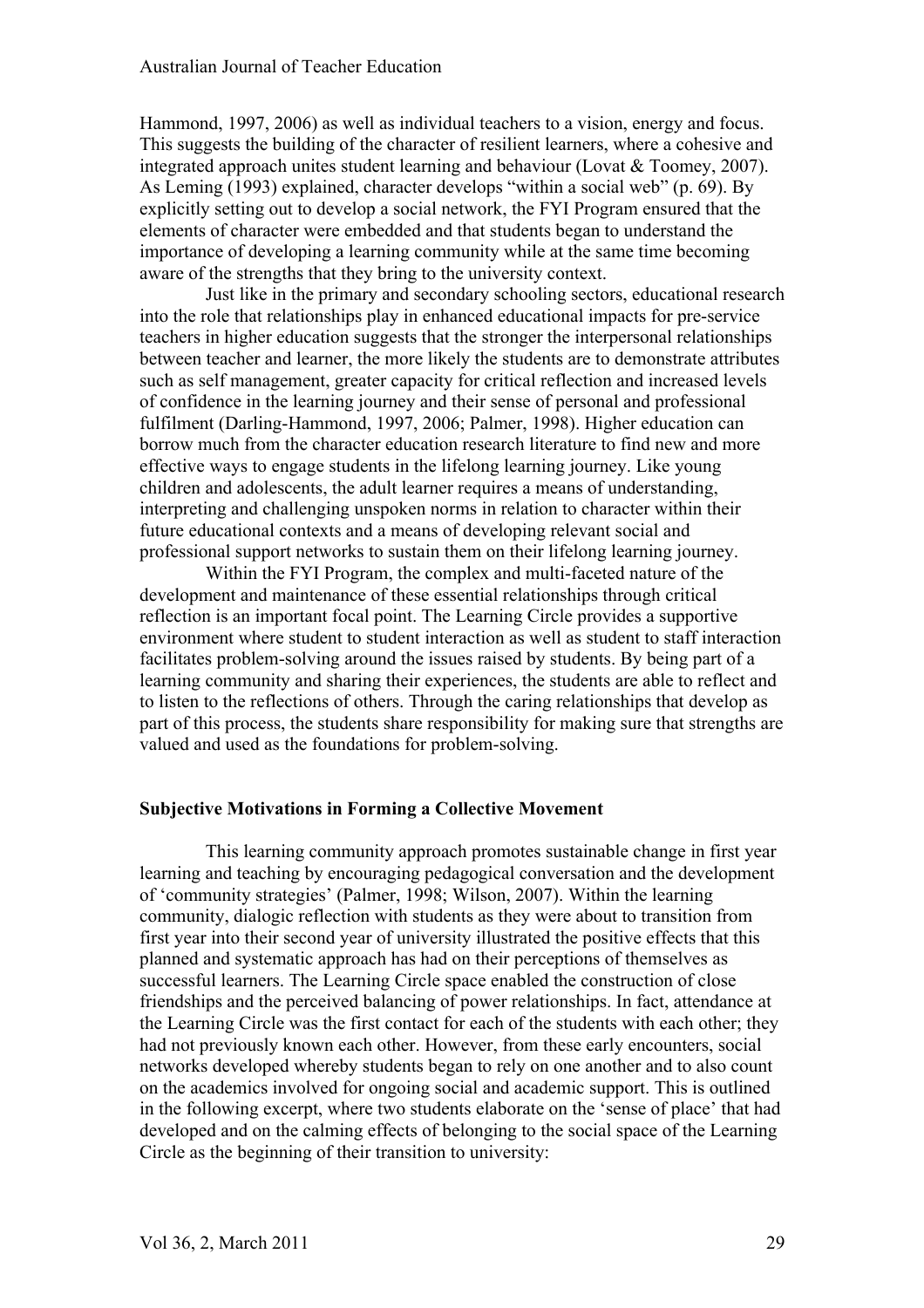Hammond, 1997, 2006) as well as individual teachers to a vision, energy and focus. This suggests the building of the character of resilient learners, where a cohesive and integrated approach unites student learning and behaviour (Lovat & Toomey, 2007). As Leming (1993) explained, character develops "within a social web" (p. 69). By explicitly setting out to develop a social network, the FYI Program ensured that the elements of character were embedded and that students began to understand the importance of developing a learning community while at the same time becoming aware of the strengths that they bring to the university context.

Just like in the primary and secondary schooling sectors, educational research into the role that relationships play in enhanced educational impacts for pre-service teachers in higher education suggests that the stronger the interpersonal relationships between teacher and learner, the more likely the students are to demonstrate attributes such as self management, greater capacity for critical reflection and increased levels of confidence in the learning journey and their sense of personal and professional fulfilment (Darling-Hammond, 1997, 2006; Palmer, 1998). Higher education can borrow much from the character education research literature to find new and more effective ways to engage students in the lifelong learning journey. Like young children and adolescents, the adult learner requires a means of understanding, interpreting and challenging unspoken norms in relation to character within their future educational contexts and a means of developing relevant social and professional support networks to sustain them on their lifelong learning journey.

Within the FYI Program, the complex and multi-faceted nature of the development and maintenance of these essential relationships through critical reflection is an important focal point. The Learning Circle provides a supportive environment where student to student interaction as well as student to staff interaction facilitates problem-solving around the issues raised by students. By being part of a learning community and sharing their experiences, the students are able to reflect and to listen to the reflections of others. Through the caring relationships that develop as part of this process, the students share responsibility for making sure that strengths are valued and used as the foundations for problem-solving.

**Subjective Motivations in Forming a Collective Movement**

This learning community approach promotes sustainable change in first year learning and teaching by encouraging pedagogical conversation and the development of 'community strategies' (Palmer, 1998; Wilson, 2007). Within the learning community, dialogic reflection with students as they were about to transition from first year into their second year of university illustrated the positive effects that this planned and systematic approach has had on their perceptions of themselves as successful learners. The Learning Circle space enabled the construction of close friendships and the perceived balancing of power relationships. In fact, attendance at the Learning Circle was the first contact for each of the students with each other; they had not previously known each other. However, from these early encounters, social networks developed whereby students began to rely on one another and to also count on the academics involved for ongoing social and academic support. This is outlined in the following excerpt, where two students elaborate on the 'sense of place' that had developed and on the calming effects of belonging to the social space of the Learning Circle as the beginning of their transition to university: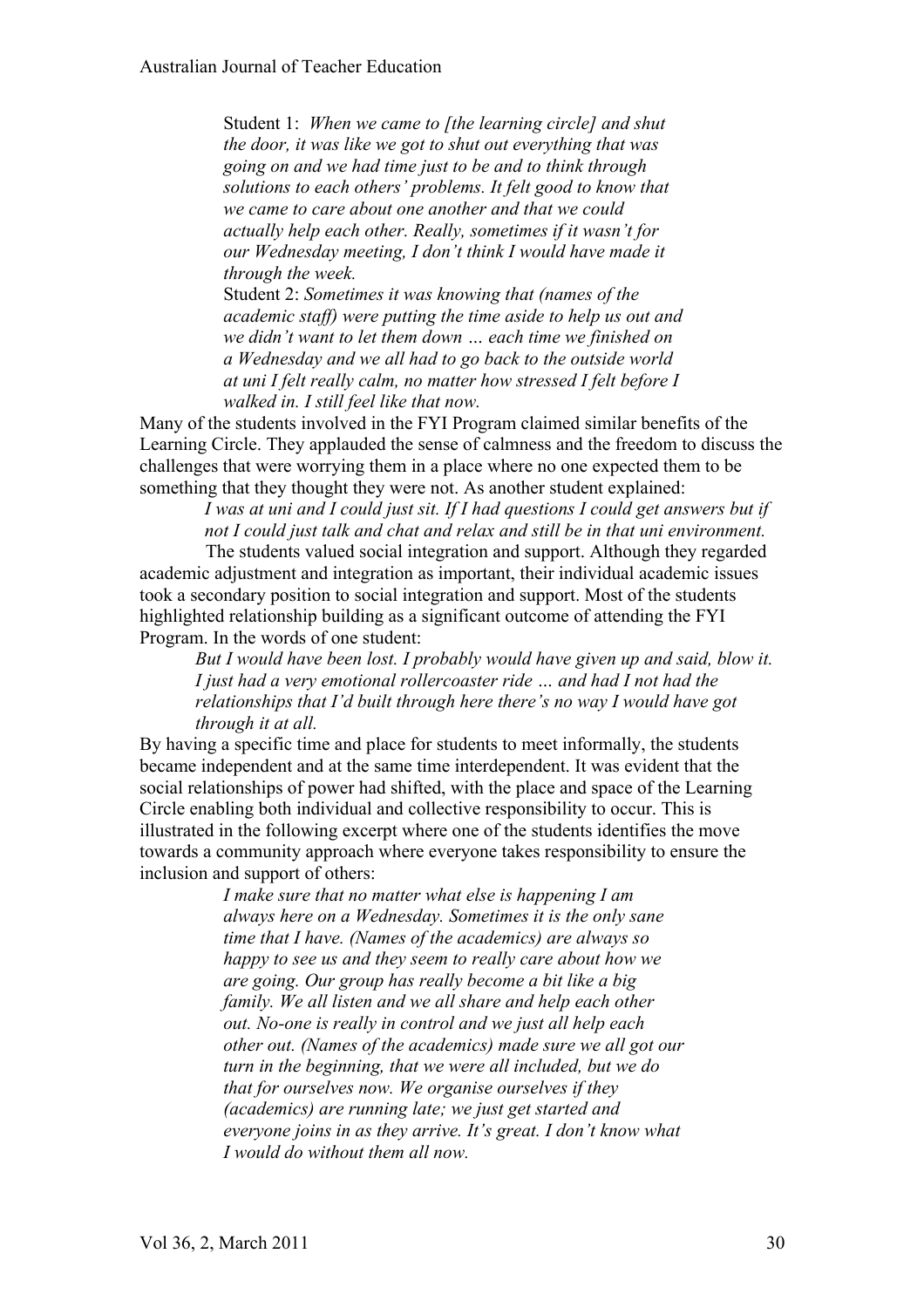> Student 1: *When we came to [the learning circle] and shut the door, it was like we got to shut out everything that was going on and we had time just to be and to think through solutions to each others' problems. It felt good to know that we came to care about one another and that we could actually help each other. Really, sometimes if it wasn't for our Wednesday meeting, I don't think I would have made it through the week.*
>
> Student 2: *Sometimes it was knowing that (names of the academic staff) were putting the time aside to help us out and we didn't want to let them down … each time we finished on a Wednesday and we all had to go back to the outside world at uni I felt really calm, no matter how stressed I felt before I walked in. I still feel like that now.*

Many of the students involved in the FYI Program claimed similar benefits of the Learning Circle. They applauded the sense of calmness and the freedom to discuss the challenges that were worrying them in a place where no one expected them to be something that they thought they were not. As another student explained:

> *I was at uni and I could just sit. If I had questions I could get answers but if not I could just talk and chat and relax and still be in that uni environment.*

The students valued social integration and support. Although they regarded academic adjustment and integration as important, their individual academic issues took a secondary position to social integration and support. Most of the students highlighted relationship building as a significant outcome of attending the FYI Program. In the words of one student:

> *But I would have been lost. I probably would have given up and said, blow it. I just had a very emotional rollercoaster ride … and had I not had the relationships that I'd built through here there's no way I would have got through it at all.*

By having a specific time and place for students to meet informally, the students became independent and at the same time interdependent. It was evident that the social relationships of power had shifted, with the place and space of the Learning Circle enabling both individual and collective responsibility to occur. This is illustrated in the following excerpt where one of the students identifies the move towards a community approach where everyone takes responsibility to ensure the inclusion and support of others:

> *I make sure that no matter what else is happening I am always here on a Wednesday. Sometimes it is the only sane time that I have. (Names of the academics) are always so happy to see us and they seem to really care about how we are going. Our group has really become a bit like a big family. We all listen and we all share and help each other out. No-one is really in control and we just all help each other out. (Names of the academics) made sure we all got our turn in the beginning, that we were all included, but we do that for ourselves now. We organise ourselves if they (academics) are running late; we just get started and everyone joins in as they arrive. It's great. I don't know what I would do without them all now.*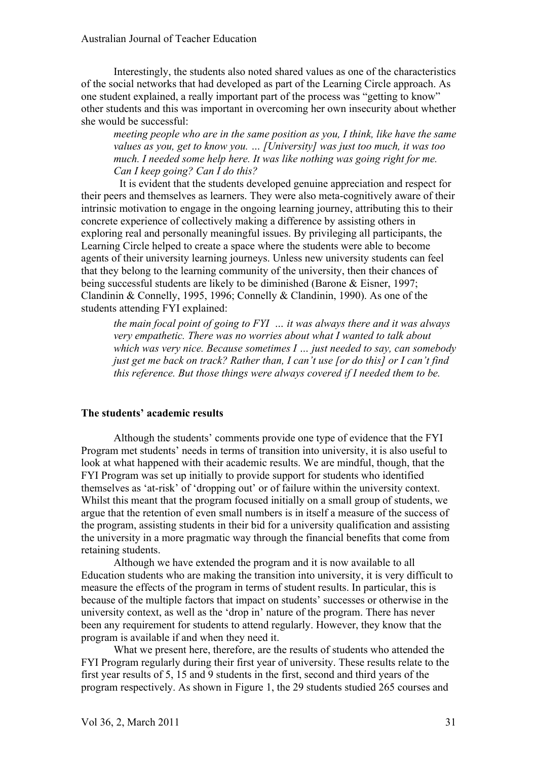Interestingly, the students also noted shared values as one of the characteristics of the social networks that had developed as part of the Learning Circle approach. As one student explained, a really important part of the process was "getting to know" other students and this was important in overcoming her own insecurity about whether she would be successful:

> *meeting people who are in the same position as you, I think, like have the same values as you, get to know you. … [University] was just too much, it was too much. I needed some help here. It was like nothing was going right for me. Can I keep going? Can I do this?*

It is evident that the students developed genuine appreciation and respect for their peers and themselves as learners. They were also meta-cognitively aware of their intrinsic motivation to engage in the ongoing learning journey, attributing this to their concrete experience of collectively making a difference by assisting others in exploring real and personally meaningful issues. By privileging all participants, the Learning Circle helped to create a space where the students were able to become agents of their university learning journeys. Unless new university students can feel that they belong to the learning community of the university, then their chances of being successful students are likely to be diminished (Barone & Eisner, 1997; Clandinin & Connelly, 1995, 1996; Connelly & Clandinin, 1990). As one of the students attending FYI explained:

> *the main focal point of going to FYI … it was always there and it was always very empathetic. There was no worries about what I wanted to talk about which was very nice. Because sometimes I … just needed to say, can somebody just get me back on track? Rather than, I can't use [or do this] or I can't find this reference. But those things were always covered if I needed them to be.*

### The students' academic results

Although the students' comments provide one type of evidence that the FYI Program met students' needs in terms of transition into university, it is also useful to look at what happened with their academic results. We are mindful, though, that the FYI Program was set up initially to provide support for students who identified themselves as 'at-risk' of 'dropping out' or of failure within the university context. Whilst this meant that the program focused initially on a small group of students, we argue that the retention of even small numbers is in itself a measure of the success of the program, assisting students in their bid for a university qualification and assisting the university in a more pragmatic way through the financial benefits that come from retaining students.

Although we have extended the program and it is now available to all Education students who are making the transition into university, it is very difficult to measure the effects of the program in terms of student results. In particular, this is because of the multiple factors that impact on students' successes or otherwise in the university context, as well as the 'drop in' nature of the program. There has never been any requirement for students to attend regularly. However, they know that the program is available if and when they need it.

What we present here, therefore, are the results of students who attended the FYI Program regularly during their first year of university. These results relate to the first year results of 5, 15 and 9 students in the first, second and third years of the program respectively. As shown in Figure 1, the 29 students studied 265 courses and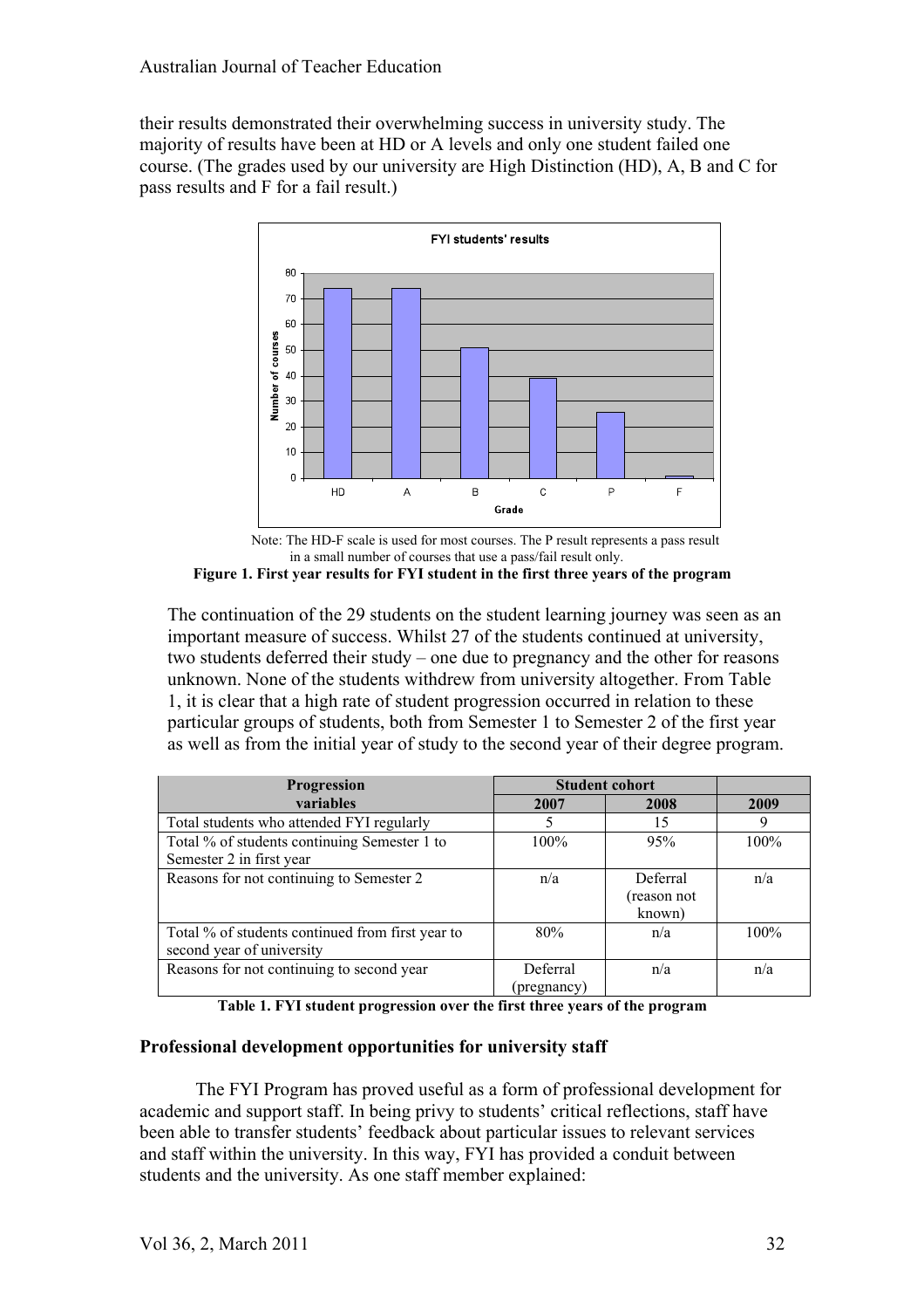their results demonstrated their overwhelming success in university study. The majority of results have been at HD or A levels and only one student failed one course. (The grades used by our university are High Distinction (HD), A, B and C for pass results and F for a fail result.)

Note: The HD-F scale is used for most courses. The P result represents a pass result in a small number of courses that use a pass/fail result only.

**Figure 1. First year results for FYI student in the first three years of the program**

The continuation of the 29 students on the student learning journey was seen as an important measure of success. Whilst 27 of the students continued at university, two students deferred their study – one due to pregnancy and the other for reasons unknown. None of the students withdrew from university altogether. From Table 1, it is clear that a high rate of student progression occurred in relation to these particular groups of students, both from Semester 1 to Semester 2 of the first year as well as from the initial year of study to the second year of their degree program.

| Progression variables | Student cohort | | |
|---|---|---|---|
| | 2007 | 2008 | 2009 |
| Total students who attended FYI regularly | 5 | 15 | 9 |
| Total % of students continuing Semester 1 to Semester 2 in first year | 100% | 95% | 100% |
| Reasons for not continuing to Semester 2 | n/a | Deferral (reason not known) | n/a |
| Total % of students continued from first year to second year of university | 80% | n/a | 100% |
| Reasons for not continuing to second year | Deferral (pregnancy) | n/a | n/a |

**Table 1. FYI student progression over the first three years of the program**

**Professional development opportunities for university staff**

The FYI Program has proved useful as a form of professional development for academic and support staff. In being privy to students' critical reflections, staff have been able to transfer students' feedback about particular issues to relevant services and staff within the university. In this way, FYI has provided a conduit between students and the university. As one staff member explained: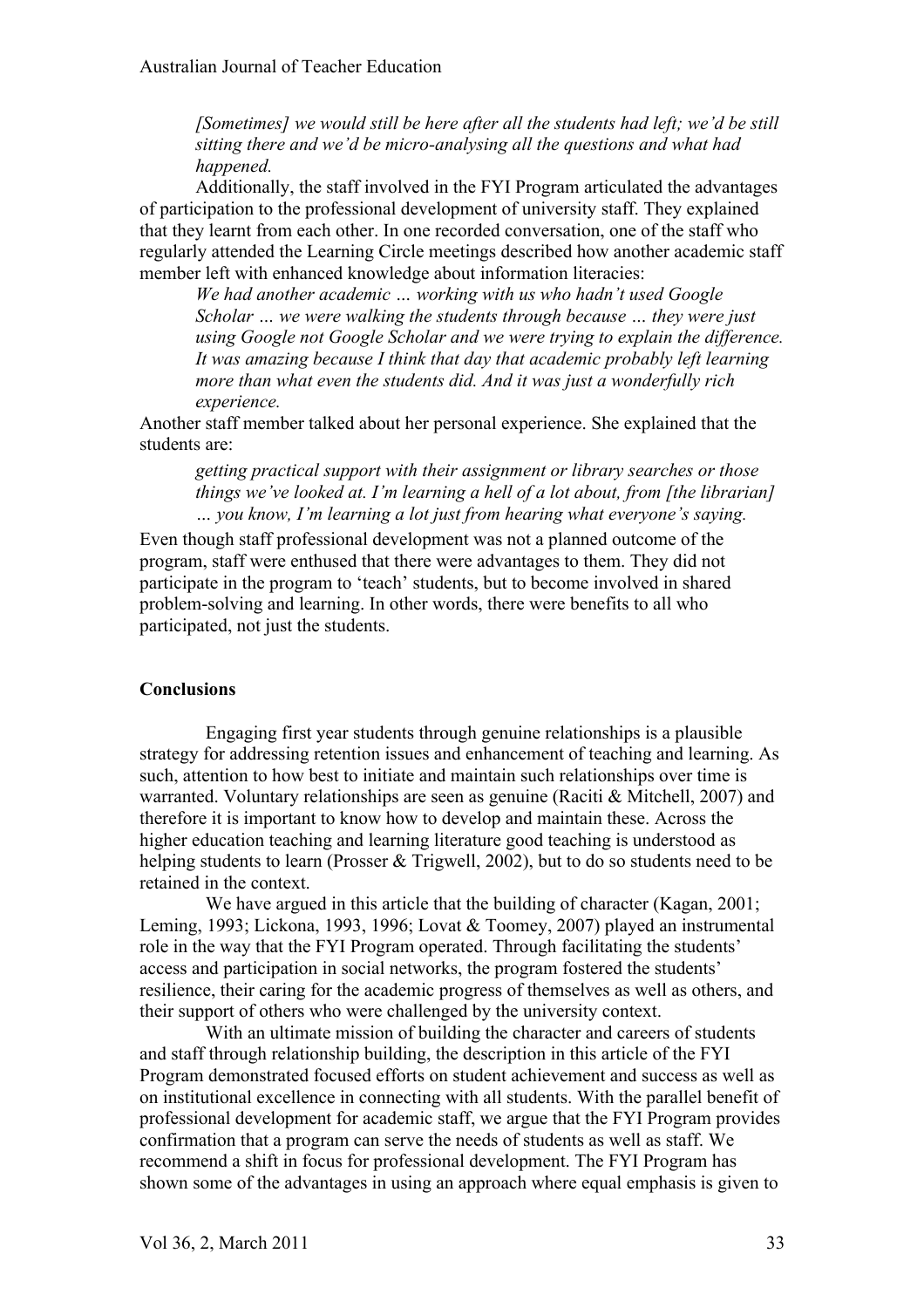*[Sometimes] we would still be here after all the students had left; we'd be still sitting there and we'd be micro-analysing all the questions and what had happened.*

Additionally, the staff involved in the FYI Program articulated the advantages of participation to the professional development of university staff. They explained that they learnt from each other. In one recorded conversation, one of the staff who regularly attended the Learning Circle meetings described how another academic staff member left with enhanced knowledge about information literacies:

> *We had another academic … working with us who hadn't used Google Scholar … we were walking the students through because … they were just using Google not Google Scholar and we were trying to explain the difference. It was amazing because I think that day that academic probably left learning more than what even the students did. And it was just a wonderfully rich experience.*

Another staff member talked about her personal experience. She explained that the students are:

> *getting practical support with their assignment or library searches or those things we've looked at. I'm learning a hell of a lot about, from [the librarian] … you know, I'm learning a lot just from hearing what everyone's saying.*

Even though staff professional development was not a planned outcome of the program, staff were enthused that there were advantages to them. They did not participate in the program to 'teach' students, but to become involved in shared problem-solving and learning. In other words, there were benefits to all who participated, not just the students.

## Conclusions

Engaging first year students through genuine relationships is a plausible strategy for addressing retention issues and enhancement of teaching and learning. As such, attention to how best to initiate and maintain such relationships over time is warranted. Voluntary relationships are seen as genuine (Raciti & Mitchell, 2007) and therefore it is important to know how to develop and maintain these. Across the higher education teaching and learning literature good teaching is understood as helping students to learn (Prosser & Trigwell, 2002), but to do so students need to be retained in the context.

We have argued in this article that the building of character (Kagan, 2001; Leming, 1993; Lickona, 1993, 1996; Lovat & Toomey, 2007) played an instrumental role in the way that the FYI Program operated. Through facilitating the students' access and participation in social networks, the program fostered the students' resilience, their caring for the academic progress of themselves as well as others, and their support of others who were challenged by the university context.

With an ultimate mission of building the character and careers of students and staff through relationship building, the description in this article of the FYI Program demonstrated focused efforts on student achievement and success as well as on institutional excellence in connecting with all students. With the parallel benefit of professional development for academic staff, we argue that the FYI Program provides confirmation that a program can serve the needs of students as well as staff. We recommend a shift in focus for professional development. The FYI Program has shown some of the advantages in using an approach where equal emphasis is given to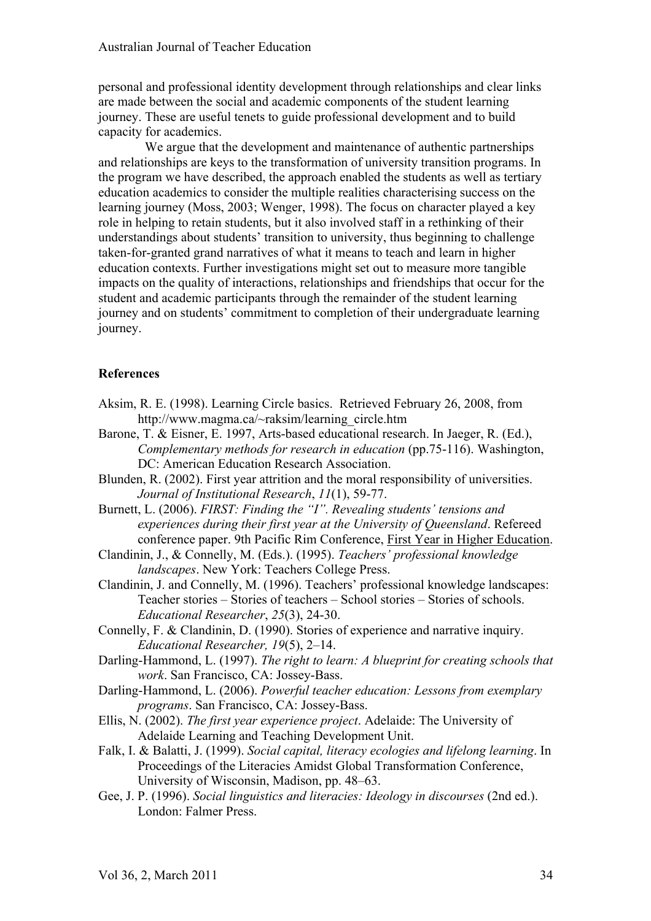personal and professional identity development through relationships and clear links are made between the social and academic components of the student learning journey. These are useful tenets to guide professional development and to build capacity for academics.

We argue that the development and maintenance of authentic partnerships and relationships are keys to the transformation of university transition programs. In the program we have described, the approach enabled the students as well as tertiary education academics to consider the multiple realities characterising success on the learning journey (Moss, 2003; Wenger, 1998). The focus on character played a key role in helping to retain students, but it also involved staff in a rethinking of their understandings about students' transition to university, thus beginning to challenge taken-for-granted grand narratives of what it means to teach and learn in higher education contexts. Further investigations might set out to measure more tangible impacts on the quality of interactions, relationships and friendships that occur for the student and academic participants through the remainder of the student learning journey and on students' commitment to completion of their undergraduate learning journey.

**References**

Aksim, R. E. (1998). Learning Circle basics. Retrieved February 26, 2008, from http://www.magma.ca/~raksim/learning_circle.htm

Barone, T. & Eisner, E. 1997, Arts-based educational research. In Jaeger, R. (Ed.), *Complementary methods for research in education* (pp.75-116). Washington, DC: American Education Research Association.

Blunden, R. (2002). First year attrition and the moral responsibility of universities. *Journal of Institutional Research*, *11*(1), 59-77.

Burnett, L. (2006). *FIRST: Finding the "I". Revealing students' tensions and experiences during their first year at the University of Queensland*. Refereed conference paper. 9th Pacific Rim Conference, First Year in Higher Education.

Clandinin, J., & Connelly, M. (Eds.). (1995). *Teachers' professional knowledge landscapes*. New York: Teachers College Press.

Clandinin, J. and Connelly, M. (1996). Teachers' professional knowledge landscapes: Teacher stories – Stories of teachers – School stories – Stories of schools. *Educational Researcher*, *25*(3), 24-30.

Connelly, F. & Clandinin, D. (1990). Stories of experience and narrative inquiry. *Educational Researcher, 19*(5), 2–14.

Darling-Hammond, L. (1997). *The right to learn: A blueprint for creating schools that work*. San Francisco, CA: Jossey-Bass.

Darling-Hammond, L. (2006). *Powerful teacher education: Lessons from exemplary programs*. San Francisco, CA: Jossey-Bass.

Ellis, N. (2002). *The first year experience project*. Adelaide: The University of Adelaide Learning and Teaching Development Unit.

Falk, I. & Balatti, J. (1999). *Social capital, literacy ecologies and lifelong learning*. In Proceedings of the Literacies Amidst Global Transformation Conference, University of Wisconsin, Madison, pp. 48–63.

Gee, J. P. (1996). *Social linguistics and literacies: Ideology in discourses* (2nd ed.). London: Falmer Press.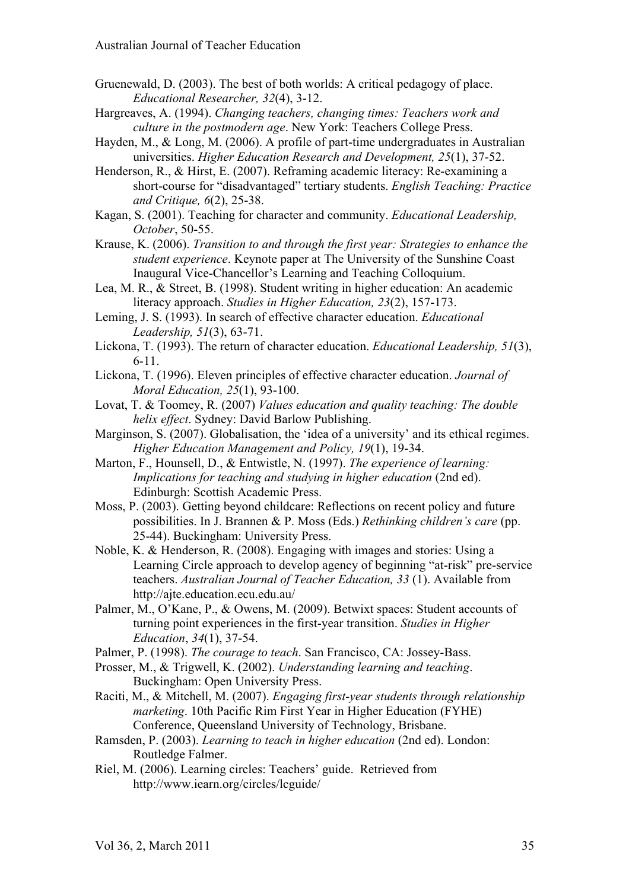Gruenewald, D. (2003). The best of both worlds: A critical pedagogy of place. *Educational Researcher, 32*(4), 3-12.

Hargreaves, A. (1994). *Changing teachers, changing times: Teachers work and culture in the postmodern age*. New York: Teachers College Press.

Hayden, M., & Long, M. (2006). A profile of part-time undergraduates in Australian universities. *Higher Education Research and Development, 25*(1), 37-52.

Henderson, R., & Hirst, E. (2007). Reframing academic literacy: Re-examining a short-course for "disadvantaged" tertiary students. *English Teaching: Practice and Critique, 6*(2), 25-38.

Kagan, S. (2001). Teaching for character and community. *Educational Leadership, October*, 50-55.

Krause, K. (2006). *Transition to and through the first year: Strategies to enhance the student experience*. Keynote paper at The University of the Sunshine Coast Inaugural Vice-Chancellor's Learning and Teaching Colloquium.

Lea, M. R., & Street, B. (1998). Student writing in higher education: An academic literacy approach. *Studies in Higher Education, 23*(2), 157-173.

Leming, J. S. (1993). In search of effective character education. *Educational Leadership, 51*(3), 63-71.

Lickona, T. (1993). The return of character education. *Educational Leadership, 51*(3), 6-11.

Lickona, T. (1996). Eleven principles of effective character education. *Journal of Moral Education, 25*(1), 93-100.

Lovat, T. & Toomey, R. (2007) *Values education and quality teaching: The double helix effect*. Sydney: David Barlow Publishing.

Marginson, S. (2007). Globalisation, the 'idea of a university' and its ethical regimes. *Higher Education Management and Policy, 19*(1), 19-34.

Marton, F., Hounsell, D., & Entwistle, N. (1997). *The experience of learning: Implications for teaching and studying in higher education* (2nd ed). Edinburgh: Scottish Academic Press.

Moss, P. (2003). Getting beyond childcare: Reflections on recent policy and future possibilities. In J. Brannen & P. Moss (Eds.) *Rethinking children's care* (pp. 25-44). Buckingham: University Press.

Noble, K. & Henderson, R. (2008). Engaging with images and stories: Using a Learning Circle approach to develop agency of beginning "at-risk" pre-service teachers. *Australian Journal of Teacher Education, 33* (1). Available from http://ajte.education.ecu.edu.au/

Palmer, M., O'Kane, P., & Owens, M. (2009). Betwixt spaces: Student accounts of turning point experiences in the first-year transition. *Studies in Higher Education*, *34*(1), 37-54.

Palmer, P. (1998). *The courage to teach*. San Francisco, CA: Jossey-Bass.

Prosser, M., & Trigwell, K. (2002). *Understanding learning and teaching*. Buckingham: Open University Press.

Raciti, M., & Mitchell, M. (2007). *Engaging first-year students through relationship marketing*. 10th Pacific Rim First Year in Higher Education (FYHE) Conference, Queensland University of Technology, Brisbane.

Ramsden, P. (2003). *Learning to teach in higher education* (2nd ed). London: Routledge Falmer.

Riel, M. (2006). Learning circles: Teachers' guide. Retrieved from http://www.iearn.org/circles/lcguide/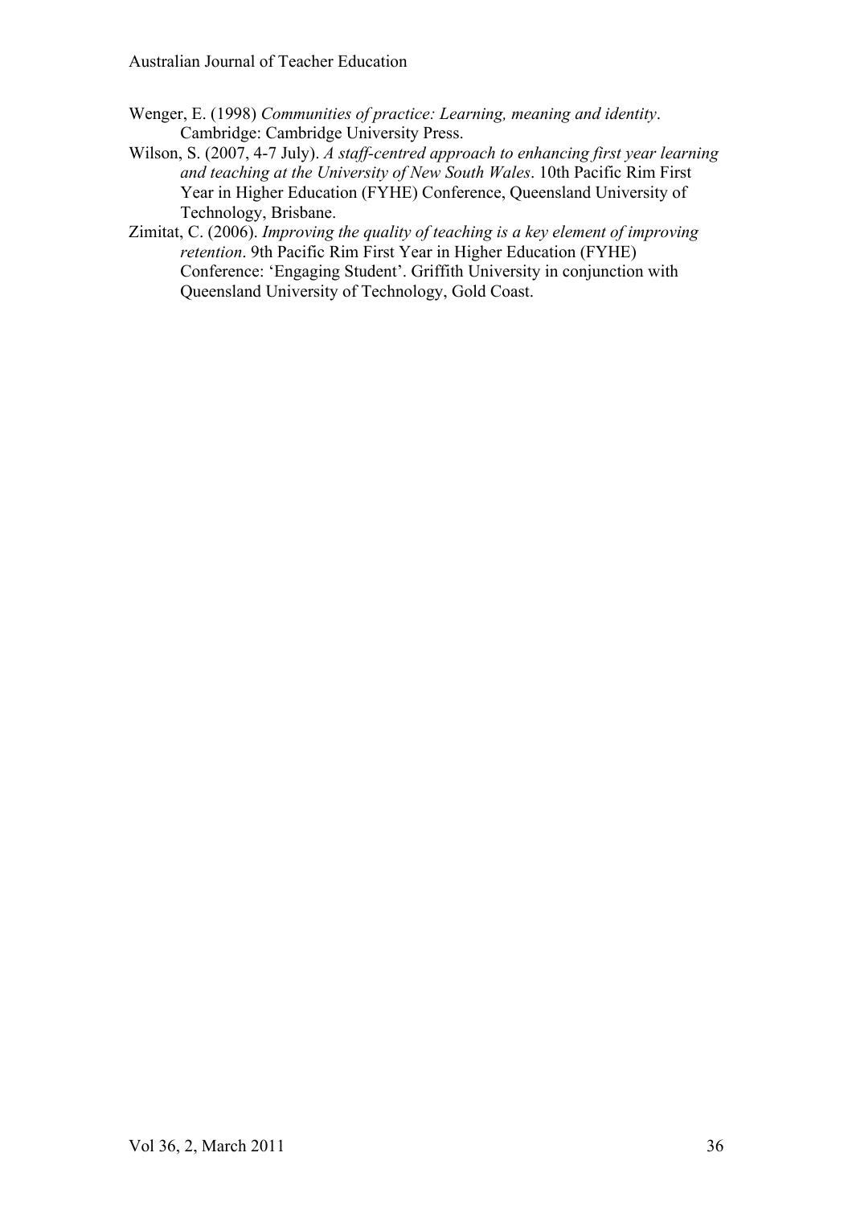Wenger, E. (1998) *Communities of practice: Learning, meaning and identity*. Cambridge: Cambridge University Press.

Wilson, S. (2007, 4-7 July). *A staff-centred approach to enhancing first year learning and teaching at the University of New South Wales*. 10th Pacific Rim First Year in Higher Education (FYHE) Conference, Queensland University of Technology, Brisbane.

Zimitat, C. (2006). *Improving the quality of teaching is a key element of improving retention*. 9th Pacific Rim First Year in Higher Education (FYHE) Conference: 'Engaging Student'. Griffith University in conjunction with Queensland University of Technology, Gold Coast.